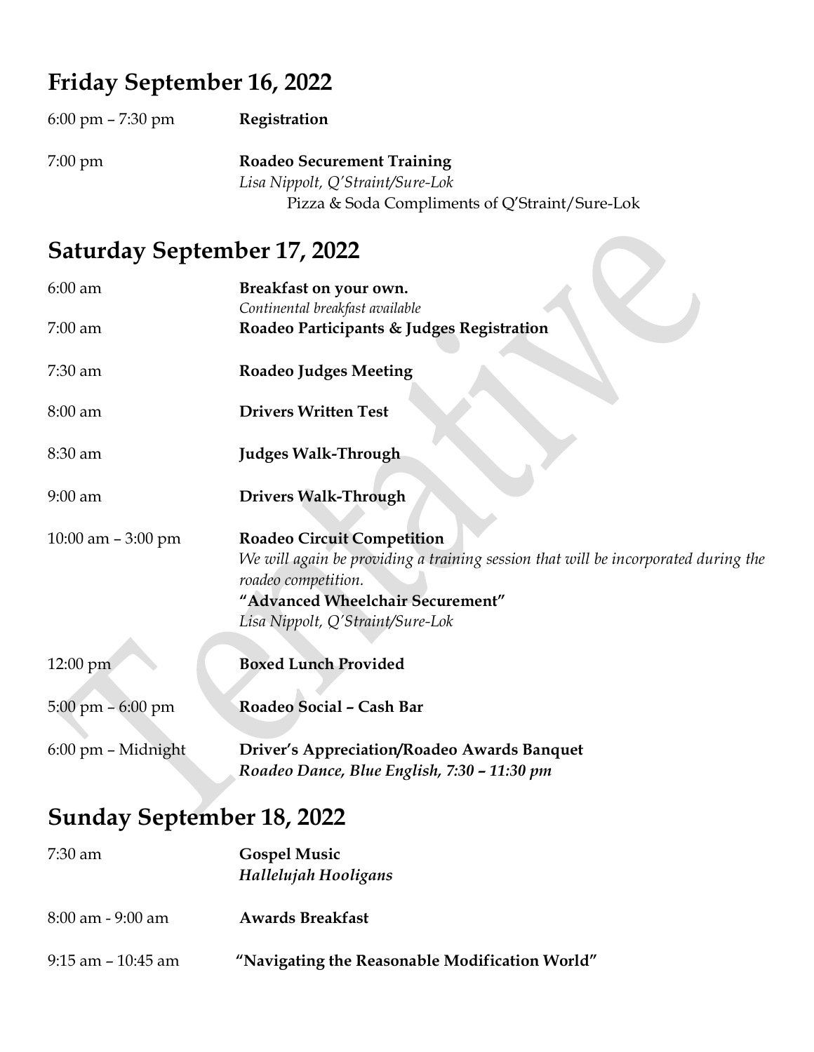## Friday September 16, 2022

| | |
|---|---|
| 6:00 pm – 7:30 pm | **Registration** |
| 7:00 pm | **Roadeo Securement Training**<br>*Lisa Nippolt, Q'Straint/Sure-Lok*<br>Pizza & Soda Compliments of Q'Straint/Sure-Lok |

## Saturday September 17, 2022

| | |
|---|---|
| 6:00 am | **Breakfast on your own.**<br>*Continental breakfast available* |
| 7:00 am | **Roadeo Participants & Judges Registration** |
| 7:30 am | **Roadeo Judges Meeting** |
| 8:00 am | **Drivers Written Test** |
| 8:30 am | **Judges Walk-Through** |
| 9:00 am | **Drivers Walk-Through** |
| 10:00 am – 3:00 pm | **Roadeo Circuit Competition**<br>*We will again be providing a training session that will be incorporated during the roadeo competition.*<br>**"Advanced Wheelchair Securement"**<br>*Lisa Nippolt, Q'Straint/Sure-Lok* |
| 12:00 pm | **Boxed Lunch Provided** |
| 5:00 pm – 6:00 pm | **Roadeo Social – Cash Bar** |
| 6:00 pm – Midnight | **Driver's Appreciation/Roadeo Awards Banquet**<br>***Roadeo Dance, Blue English, 7:30 – 11:30 pm*** |

## Sunday September 18, 2022

| | |
|---|---|
| 7:30 am | **Gospel Music**<br>***Hallelujah Hooligans*** |
| 8:00 am - 9:00 am | **Awards Breakfast** |
| 9:15 am – 10:45 am | **"Navigating the Reasonable Modification World"** |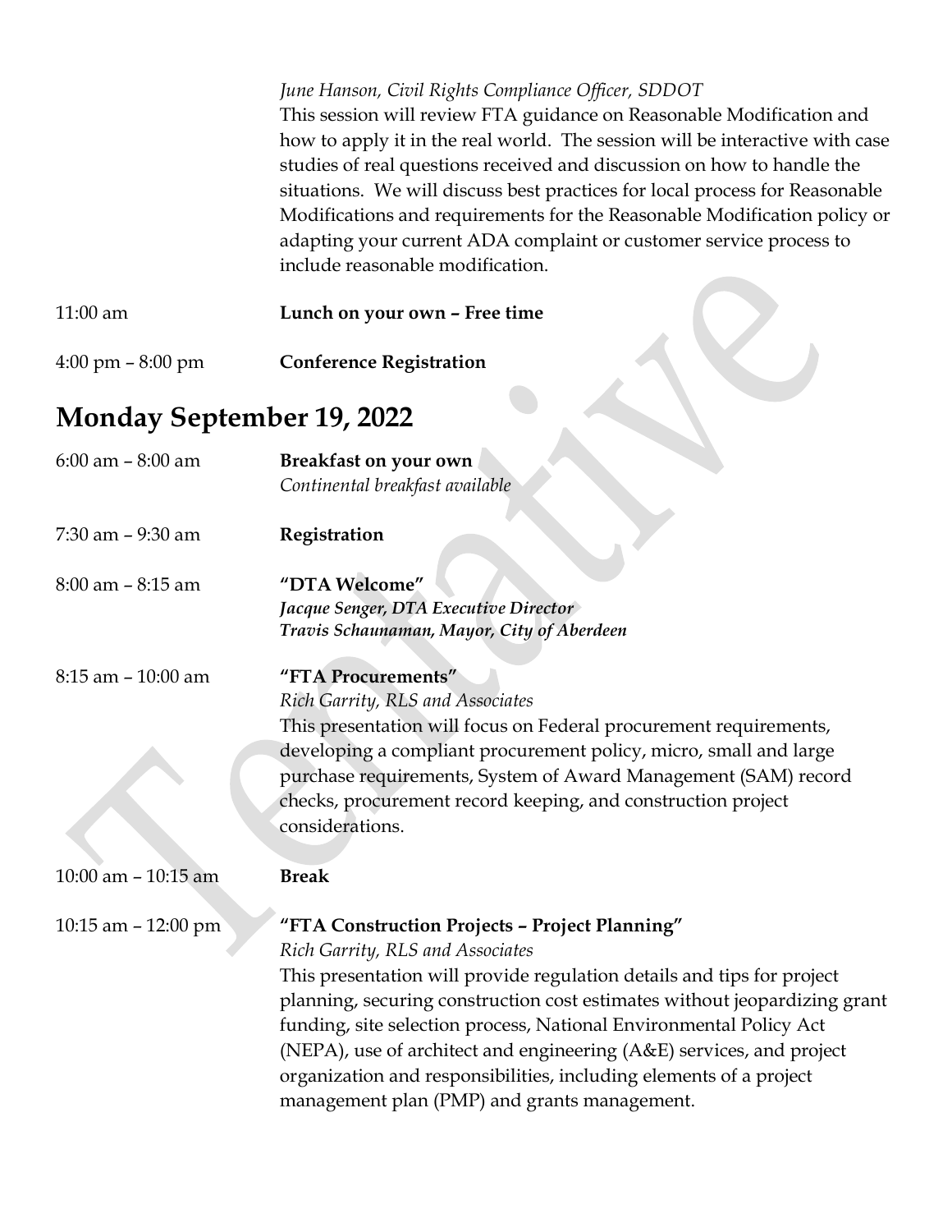*June Hanson, Civil Rights Compliance Officer, SDDOT*
This session will review FTA guidance on Reasonable Modification and how to apply it in the real world. The session will be interactive with case studies of real questions received and discussion on how to handle the situations. We will discuss best practices for local process for Reasonable Modifications and requirements for the Reasonable Modification policy or adapting your current ADA complaint or customer service process to include reasonable modification.

11:00 am **Lunch on your own – Free time**

4:00 pm – 8:00 pm **Conference Registration**

## Monday September 19, 2022

6:00 am – 8:00 am **Breakfast on your own**
*Continental breakfast available*

7:30 am – 9:30 am **Registration**

8:00 am – 8:15 am **"DTA Welcome"**
***Jacque Senger, DTA Executive Director***
***Travis Schaunaman, Mayor, City of Aberdeen***

8:15 am – 10:00 am **"FTA Procurements"**
*Rich Garrity, RLS and Associates*
This presentation will focus on Federal procurement requirements, developing a compliant procurement policy, micro, small and large purchase requirements, System of Award Management (SAM) record checks, procurement record keeping, and construction project considerations.

10:00 am – 10:15 am **Break**

10:15 am – 12:00 pm **"FTA Construction Projects – Project Planning"**
*Rich Garrity, RLS and Associates*
This presentation will provide regulation details and tips for project planning, securing construction cost estimates without jeopardizing grant funding, site selection process, National Environmental Policy Act (NEPA), use of architect and engineering (A&E) services, and project organization and responsibilities, including elements of a project management plan (PMP) and grants management.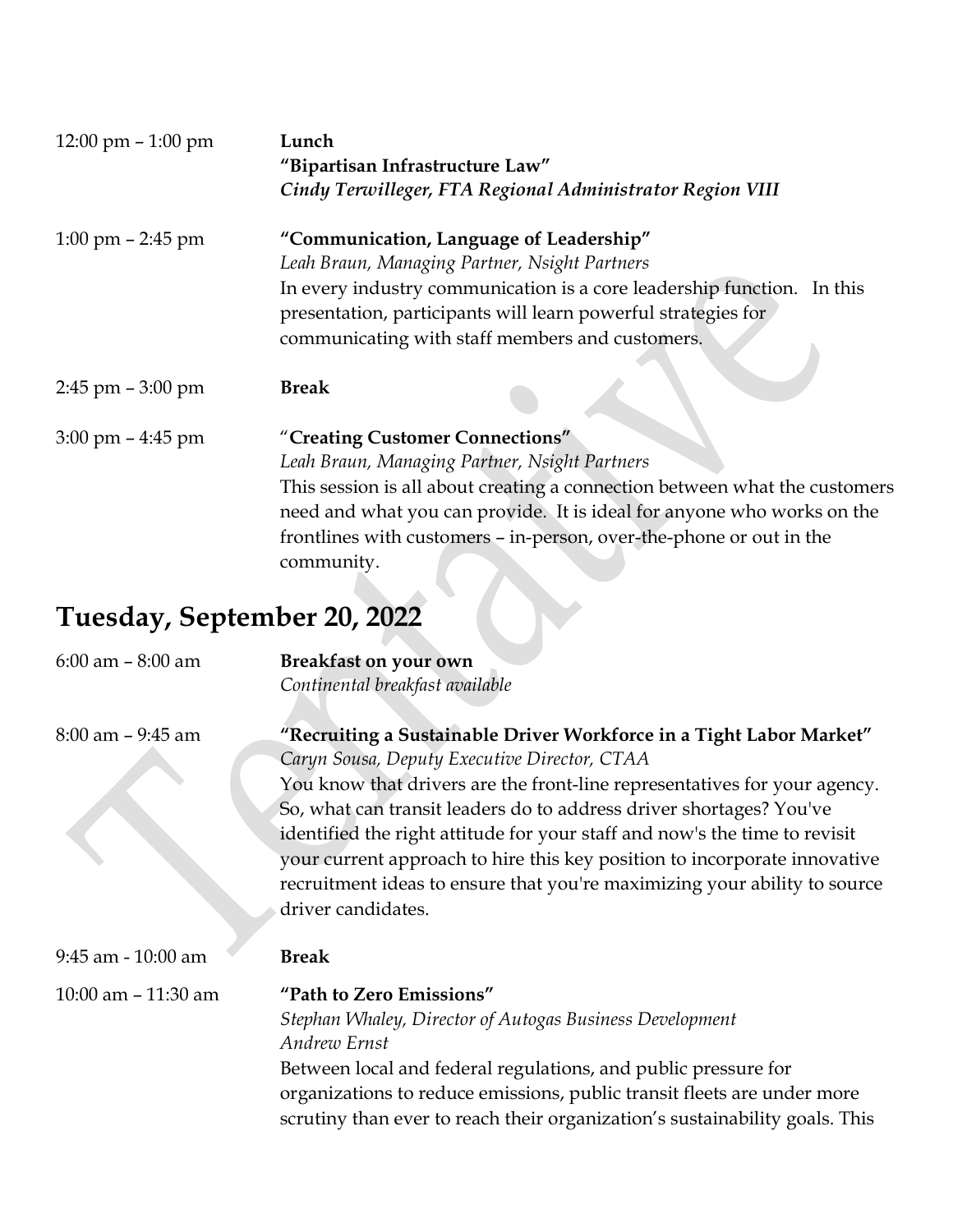12:00 pm – 1:00 pm **Lunch**
**"Bipartisan Infrastructure Law"**
***Cindy Terwilleger, FTA Regional Administrator Region VIII***

1:00 pm – 2:45 pm **"Communication, Language of Leadership"**
*Leah Braun, Managing Partner, Nsight Partners*
In every industry communication is a core leadership function. In this presentation, participants will learn powerful strategies for communicating with staff members and customers.

2:45 pm – 3:00 pm **Break**

3:00 pm – 4:45 pm "**Creating Customer Connections"**
*Leah Braun, Managing Partner, Nsight Partners*
This session is all about creating a connection between what the customers need and what you can provide. It is ideal for anyone who works on the frontlines with customers – in-person, over-the-phone or out in the community.

## Tuesday, September 20, 2022

6:00 am – 8:00 am **Breakfast on your own**
*Continental breakfast available*

8:00 am – 9:45 am **"Recruiting a Sustainable Driver Workforce in a Tight Labor Market"**
*Caryn Sousa, Deputy Executive Director, CTAA*
You know that drivers are the front-line representatives for your agency. So, what can transit leaders do to address driver shortages? You've identified the right attitude for your staff and now's the time to revisit your current approach to hire this key position to incorporate innovative recruitment ideas to ensure that you're maximizing your ability to source driver candidates.

9:45 am - 10:00 am **Break**

10:00 am – 11:30 am **"Path to Zero Emissions"**
*Stephan Whaley, Director of Autogas Business Development*
*Andrew Ernst*
Between local and federal regulations, and public pressure for organizations to reduce emissions, public transit fleets are under more scrutiny than ever to reach their organization's sustainability goals. This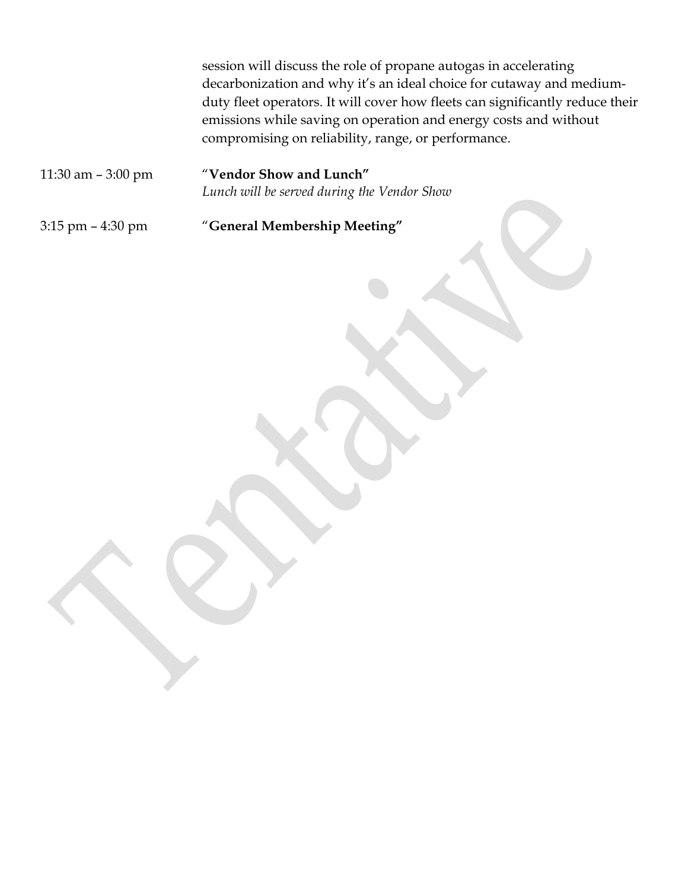session will discuss the role of propane autogas in accelerating decarbonization and why it's an ideal choice for cutaway and medium-duty fleet operators. It will cover how fleets can significantly reduce their emissions while saving on operation and energy costs and without compromising on reliability, range, or performance.

11:30 am – 3:00 pm "**Vendor Show and Lunch"**
*Lunch will be served during the Vendor Show*

3:15 pm – 4:30 pm "**General Membership Meeting"**

Tentative